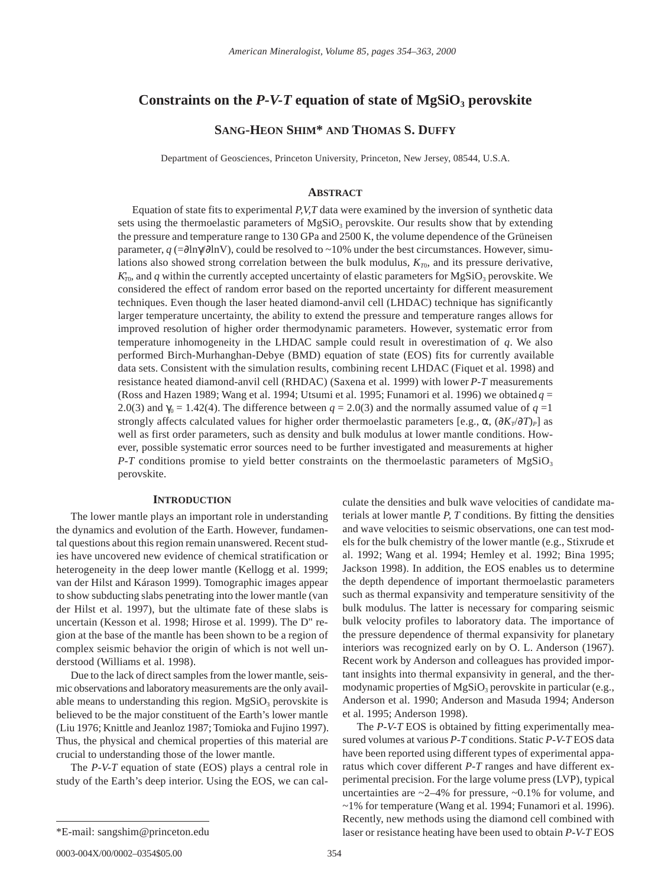# Constraints on the *P-V-T* equation of state of $MgSiO_3$ perovskite

**Sang-Heon Shim\* and Thomas S. Duffy**

Department of Geosciences, Princeton University, Princeton, New Jersey, 08544, U.S.A.

## Abstract

Equation of state fits to experimental *P,V,T* data were examined by the inversion of synthetic data sets using the thermoelastic parameters of $MgSiO_3$ perovskite. Our results show that by extending the pressure and temperature range to 130 GPa and 2500 K, the volume dependence of the Grüneisen parameter, $q$ ($=\partial \ln\gamma/\partial \ln V$), could be resolved to ~10% under the best circumstances. However, simulations also showed strong correlation between the bulk modulus, $K_{T0}$, and its pressure derivative, $K'_{T0}$, and $q$ within the currently accepted uncertainty of elastic parameters for $MgSiO_3$ perovskite. We considered the effect of random error based on the reported uncertainty for different measurement techniques. Even though the laser heated diamond-anvil cell (LHDAC) technique has significantly larger temperature uncertainty, the ability to extend the pressure and temperature ranges allows for improved resolution of higher order thermodynamic parameters. However, systematic error from temperature inhomogeneity in the LHDAC sample could result in overestimation of $q$. We also performed Birch-Murhanghan-Debye (BMD) equation of state (EOS) fits for currently available data sets. Consistent with the simulation results, combining recent LHDAC (Fiquet et al. 1998) and resistance heated diamond-anvil cell (RHDAC) (Saxena et al. 1999) with lower *P-T* measurements (Ross and Hazen 1989; Wang et al. 1994; Utsumi et al. 1995; Funamori et al. 1996) we obtained $q$ = 2.0(3) and $\gamma_0$ = 1.42(4). The difference between $q$ = 2.0(3) and the normally assumed value of $q$ =1 strongly affects calculated values for higher order thermoelastic parameters [e.g., $\alpha$, $(\partial K_T/\partial T)_P$] as well as first order parameters, such as density and bulk modulus at lower mantle conditions. However, possible systematic error sources need to be further investigated and measurements at higher *P-T* conditions promise to yield better constraints on the thermoelastic parameters of $MgSiO_3$ perovskite.

## Introduction

The lower mantle plays an important role in understanding the dynamics and evolution of the Earth. However, fundamental questions about this region remain unanswered. Recent studies have uncovered new evidence of chemical stratification or heterogeneity in the deep lower mantle (Kellogg et al. 1999; van der Hilst and Kárason 1999). Tomographic images appear to show subducting slabs penetrating into the lower mantle (van der Hilst et al. 1997), but the ultimate fate of these slabs is uncertain (Kesson et al. 1998; Hirose et al. 1999). The D" region at the base of the mantle has been shown to be a region of complex seismic behavior the origin of which is not well understood (Williams et al. 1998).

Due to the lack of direct samples from the lower mantle, seismic observations and laboratory measurements are the only available means to understanding this region. $MgSiO_3$ perovskite is believed to be the major constituent of the Earth's lower mantle (Liu 1976; Knittle and Jeanloz 1987; Tomioka and Fujino 1997). Thus, the physical and chemical properties of this material are crucial to understanding those of the lower mantle.

The *P-V-T* equation of state (EOS) plays a central role in study of the Earth's deep interior. Using the EOS, we can calculate the densities and bulk wave velocities of candidate materials at lower mantle *P*, *T* conditions. By fitting the densities and wave velocities to seismic observations, one can test models for the bulk chemistry of the lower mantle (e.g., Stixrude et al. 1992; Wang et al. 1994; Hemley et al. 1992; Bina 1995; Jackson 1998). In addition, the EOS enables us to determine the depth dependence of important thermoelastic parameters such as thermal expansivity and temperature sensitivity of the bulk modulus. The latter is necessary for comparing seismic bulk velocity profiles to laboratory data. The importance of the pressure dependence of thermal expansivity for planetary interiors was recognized early on by O. L. Anderson (1967). Recent work by Anderson and colleagues has provided important insights into thermal expansivity in general, and the thermodynamic properties of $MgSiO_3$ perovskite in particular (e.g., Anderson et al. 1990; Anderson and Masuda 1994; Anderson et al. 1995; Anderson 1998).

The *P-V-T* EOS is obtained by fitting experimentally measured volumes at various *P-T* conditions. Static *P-V-T* EOS data have been reported using different types of experimental apparatus which cover different *P-T* ranges and have different experimental precision. For the large volume press (LVP), typical uncertainties are ~2–4% for pressure, ~0.1% for volume, and ~1% for temperature (Wang et al. 1994; Funamori et al. 1996). Recently, new methods using the diamond cell combined with laser or resistance heating have been used to obtain *P-V-T* EOS

\*E-mail: sangshim@princeton.edu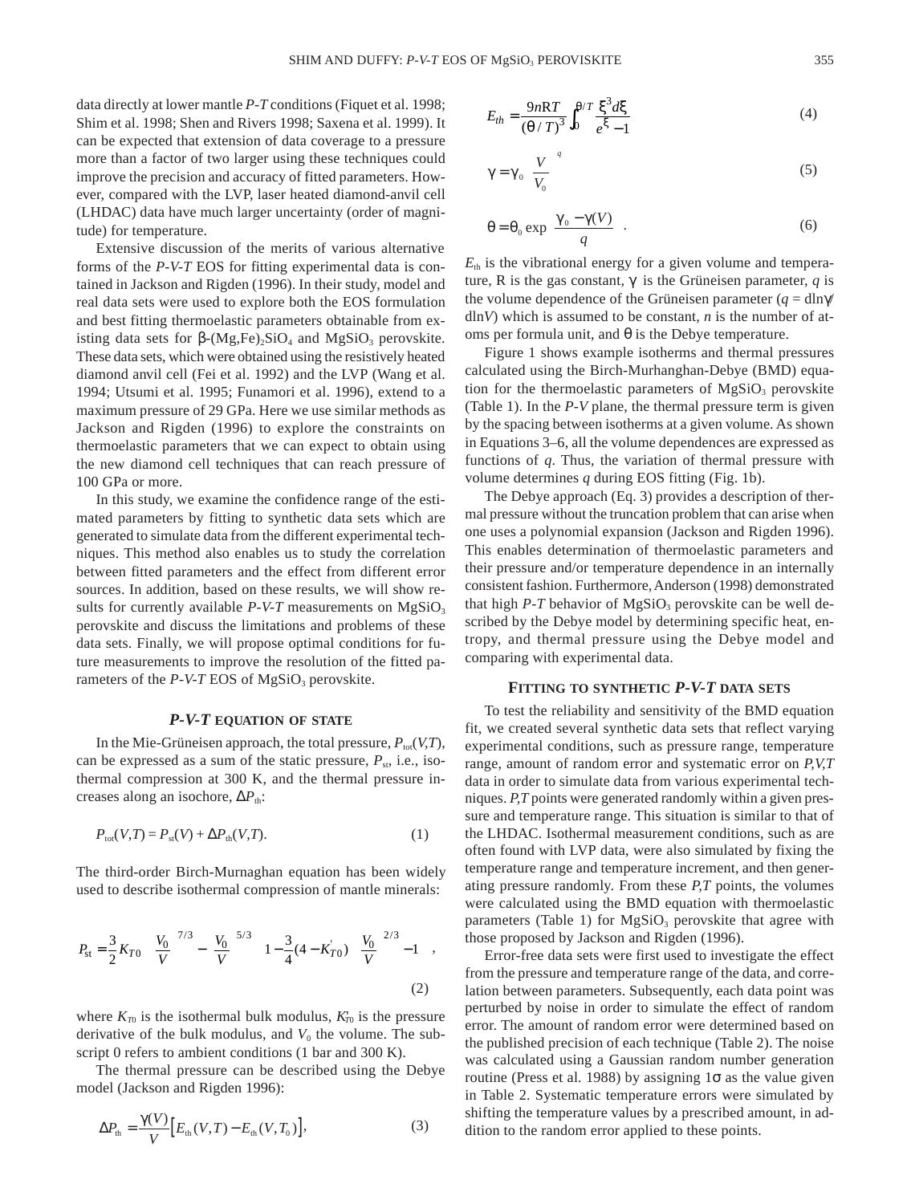data directly at lower mantle *P-T* conditions (Fiquet et al. 1998; Shim et al. 1998; Shen and Rivers 1998; Saxena et al. 1999). It can be expected that extension of data coverage to a pressure more than a factor of two larger using these techniques could improve the precision and accuracy of fitted parameters. However, compared with the LVP, laser heated diamond-anvil cell (LHDAC) data have much larger uncertainty (order of magnitude) for temperature.

Extensive discussion of the merits of various alternative forms of the *P-V-T* EOS for fitting experimental data is contained in Jackson and Rigden (1996). In their study, model and real data sets were used to explore both the EOS formulation and best fitting thermoelastic parameters obtainable from existing data sets for $\beta$-$(Mg,Fe)_2SiO_4$ and $MgSiO_3$ perovskite. These data sets, which were obtained using the resistively heated diamond anvil cell (Fei et al. 1992) and the LVP (Wang et al. 1994; Utsumi et al. 1995; Funamori et al. 1996), extend to a maximum pressure of 29 GPa. Here we use similar methods as Jackson and Rigden (1996) to explore the constraints on thermoelastic parameters that we can expect to obtain using the new diamond cell techniques that can reach pressure of 100 GPa or more.

In this study, we examine the confidence range of the estimated parameters by fitting to synthetic data sets which are generated to simulate data from the different experimental techniques. This method also enables us to study the correlation between fitted parameters and the effect from different error sources. In addition, based on these results, we will show results for currently available *P-V-T* measurements on $MgSiO_3$ perovskite and discuss the limitations and problems of these data sets. Finally, we will propose optimal conditions for future measurements to improve the resolution of the fitted parameters of the *P-V-T* EOS of $MgSiO_3$ perovskite.

## *P-V-T* EQUATION OF STATE

In the Mie-Grüneisen approach, the total pressure, $P_{tot}(V,T)$, can be expressed as a sum of the static pressure, $P_{st}$, i.e., isothermal compression at 300 K, and the thermal pressure increases along an isochore, $\Delta P_{th}$:

$$P_{tot}(V,T) = P_{st}(V) + \Delta P_{th}(V,T). \tag{1}$$

The third-order Birch-Murnaghan equation has been widely used to describe isothermal compression of mantle minerals:

$$P_{st} = \frac{3}{2}K_{T0}\left[\left(\frac{V_0}{V}\right)^{7/3} - \left(\frac{V_0}{V}\right)^{5/3}\right]\left\{1 - \frac{3}{4}(4 - K'_{T0})\left[\left(\frac{V_0}{V}\right)^{2/3} - 1\right]\right\}, \tag{2}$$

where $K_{T0}$ is the isothermal bulk modulus, $K'_{T0}$ is the pressure derivative of the bulk modulus, and $V_0$ the volume. The subscript 0 refers to ambient conditions (1 bar and 300 K).

The thermal pressure can be described using the Debye model (Jackson and Rigden 1996):

$$\Delta P_{th} = \frac{\gamma(V)}{V}\left[E_{th}(V,T) - E_{th}(V,T_0)\right], \tag{3}$$

$$E_{th} = \frac{9nRT}{(\theta/T)^3}\int_0^{\theta/T}\frac{\xi^3 d\xi}{e^{\xi} - 1} \tag{4}$$

$$\gamma = \gamma_0\left(\frac{V}{V_0}\right)^q \tag{5}$$

$$\theta = \theta_0 \exp\left(\frac{\gamma_0 - \gamma(V)}{q}\right). \tag{6}$$

$E_{th}$ is the vibrational energy for a given volume and temperature, R is the gas constant, $\gamma$ is the Grüneisen parameter, $q$ is the volume dependence of the Grüneisen parameter ($q$ = dln$\gamma$/dln$V$) which is assumed to be constant, $n$ is the number of atoms per formula unit, and $\theta$ is the Debye temperature.

Figure 1 shows example isotherms and thermal pressures calculated using the Birch-Murhanghan-Debye (BMD) equation for the thermoelastic parameters of $MgSiO_3$ perovskite (Table 1). In the *P-V* plane, the thermal pressure term is given by the spacing between isotherms at a given volume. As shown in Equations 3–6, all the volume dependences are expressed as functions of $q$. Thus, the variation of thermal pressure with volume determines $q$ during EOS fitting (Fig. 1b).

The Debye approach (Eq. 3) provides a description of thermal pressure without the truncation problem that can arise when one uses a polynomial expansion (Jackson and Rigden 1996). This enables determination of thermoelastic parameters and their pressure and/or temperature dependence in an internally consistent fashion. Furthermore, Anderson (1998) demonstrated that high *P-T* behavior of $MgSiO_3$ perovskite can be well described by the Debye model by determining specific heat, entropy, and thermal pressure using the Debye model and comparing with experimental data.

## FITTING TO SYNTHETIC *P-V-T* DATA SETS

To test the reliability and sensitivity of the BMD equation fit, we created several synthetic data sets that reflect varying experimental conditions, such as pressure range, temperature range, amount of random error and systematic error on *P,V,T* data in order to simulate data from various experimental techniques. *P,T* points were generated randomly within a given pressure and temperature range. This situation is similar to that of the LHDAC. Isothermal measurement conditions, such as are often found with LVP data, were also simulated by fixing the temperature range and temperature increment, and then generating pressure randomly. From these *P,T* points, the volumes were calculated using the BMD equation with thermoelastic parameters (Table 1) for $MgSiO_3$ perovskite that agree with those proposed by Jackson and Rigden (1996).

Error-free data sets were first used to investigate the effect from the pressure and temperature range of the data, and correlation between parameters. Subsequently, each data point was perturbed by noise in order to simulate the effect of random error. The amount of random error were determined based on the published precision of each technique (Table 2). The noise was calculated using a Gaussian random number generation routine (Press et al. 1988) by assigning 1$\sigma$ as the value given in Table 2. Systematic temperature errors were simulated by shifting the temperature values by a prescribed amount, in addition to the random error applied to these points.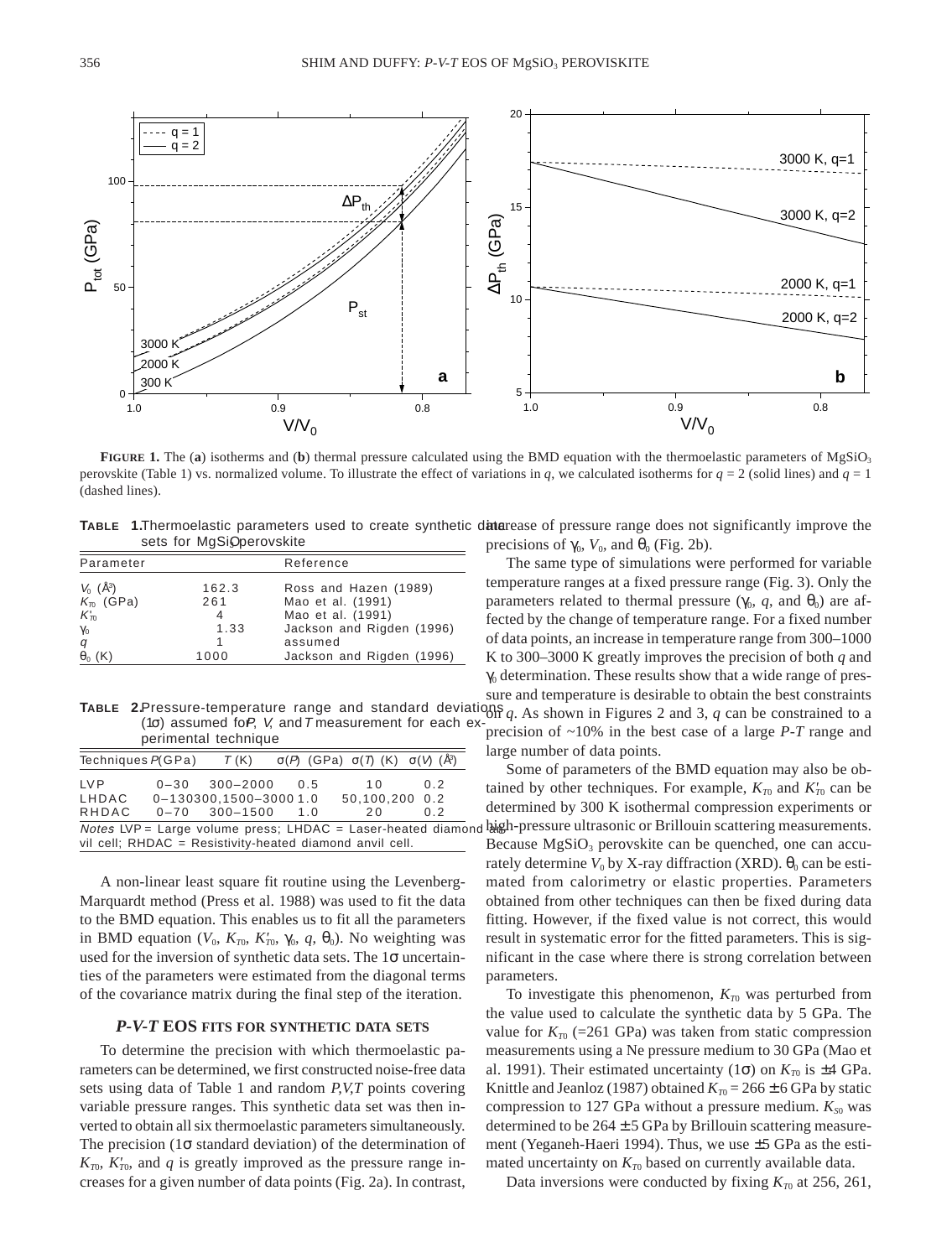**FIGURE 1.** The (**a**) isotherms and (**b**) thermal pressure calculated using the BMD equation with the thermoelastic parameters of $MgSiO_3$ perovskite (Table 1) vs. normalized volume. To illustrate the effect of variations in $q$, we calculated isotherms for $q$ = 2 (solid lines) and $q$ = 1 (dashed lines).

**TABLE 1.** Thermoelastic parameters used to create synthetic data sets for $MgSiO_3$ perovskite

| Parameter | | Reference |
|---|---|---|
| $V_0$ (Å$^3$) | 162.3 | Ross and Hazen (1989) |
| $K_{T0}$ (GPa) | 261 | Mao et al. (1991) |
| $K'_{T0}$ | 4 | Mao et al. (1991) |
| $\gamma_0$ | 1.33 | Jackson and Rigden (1996) |
| $q$ | 1 | assumed |
| $\theta_0$ (K) | 1000 | Jackson and Rigden (1996) |

**TABLE 2.** Pressure-temperature range and standard deviations (1σ) assumed for $P$, $V$, and $T$ measurement for each experimental technique

| Techniques | $P$ (GPa) | $T$ (K) | $\sigma(P)$ (GPa) | $\sigma(T)$ (K) | $\sigma(V)$ (Å$^3$) |
|---|---|---|---|---|---|
| LVP | 0–30 | 300–2000 | 0.5 | 10 | 0.2 |
| LHDAC | 0–130 | 300,1500–3000 | 1.0 | 50,100,200 | 0.2 |
| RHDAC | 0–70 | 300–1500 | 1.0 | 20 | 0.2 |

*Notes:* LVP = Large volume press; LHDAC = Laser-heated diamond anvil cell; RHDAC = Resistivity-heated diamond anvil cell.

A non-linear least square fit routine using the Levenberg-Marquardt method (Press et al. 1988) was used to fit the data to the BMD equation. This enables us to fit all the parameters in BMD equation ($V_0$, $K_{T0}$, $K'_{T0}$, $\gamma_0$, $q$, $\theta_0$). No weighting was used for the inversion of synthetic data sets. The 1σ uncertainties of the parameters were estimated from the diagonal terms of the covariance matrix during the final step of the iteration.

## *P-V-T* EOS FITS FOR SYNTHETIC DATA SETS

To determine the precision with which thermoelastic parameters can be determined, we first constructed noise-free data sets using data of Table 1 and random $P,V,T$ points covering variable pressure ranges. This synthetic data set was then inverted to obtain all six thermoelastic parameters simultaneously. The precision (1σ standard deviation) of the determination of $K_{T0}$, $K'_{T0}$, and $q$ is greatly improved as the pressure range increases for a given number of data points (Fig. 2a). In contrast, increase of pressure range does not significantly improve the precisions of $\gamma_0$, $V_0$, and $\theta_0$ (Fig. 2b).

The same type of simulations were performed for variable temperature ranges at a fixed pressure range (Fig. 3). Only the parameters related to thermal pressure ($\gamma_0$, $q$, and $\theta_0$) are affected by the change of temperature range. For a fixed number of data points, an increase in temperature range from 300–1000 K to 300–3000 K greatly improves the precision of both $q$ and $\gamma_0$ determination. These results show that a wide range of pressure and temperature is desirable to obtain the best constraints on $q$. As shown in Figures 2 and 3, $q$ can be constrained to a precision of ~10% in the best case of a large $P$-$T$ range and large number of data points.

Some of parameters of the BMD equation may also be obtained by other techniques. For example, $K_{T0}$ and $K'_{T0}$ can be determined by 300 K isothermal compression experiments or high-pressure ultrasonic or Brillouin scattering measurements. Because $MgSiO_3$ perovskite can be quenched, one can accurately determine $V_0$ by X-ray diffraction (XRD). $\theta_0$ can be estimated from calorimetry or elastic properties. Parameters obtained from other techniques can then be fixed during data fitting. However, if the fixed value is not correct, this would result in systematic error for the fitted parameters. This is significant in the case where there is strong correlation between parameters.

To investigate this phenomenon, $K_{T0}$ was perturbed from the value used to calculate the synthetic data by 5 GPa. The value for $K_{T0}$ (=261 GPa) was taken from static compression measurements using a Ne pressure medium to 30 GPa (Mao et al. 1991). Their estimated uncertainty (1σ) on $K_{T0}$ is ±4 GPa. Knittle and Jeanloz (1987) obtained $K_{T0}$ = 266 ± 6 GPa by static compression to 127 GPa without a pressure medium. $K_{S0}$ was determined to be 264 ± 5 GPa by Brillouin scattering measurement (Yeganeh-Haeri 1994). Thus, we use ±5 GPa as the estimated uncertainty on $K_{T0}$ based on currently available data.

Data inversions were conducted by fixing $K_{T0}$ at 256, 261,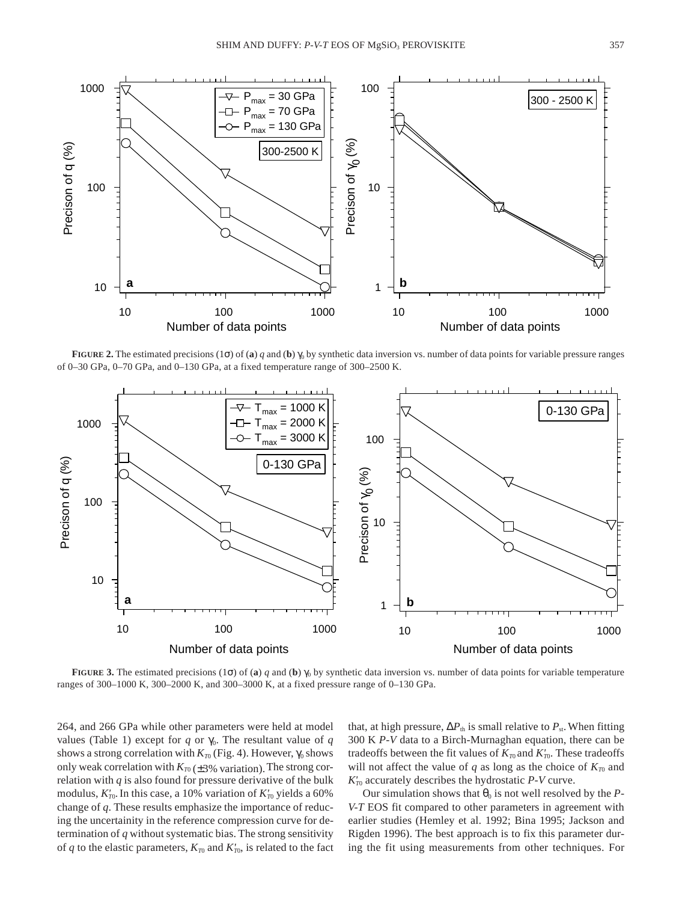**FIGURE 2.** The estimated precisions (1σ) of (**a**) $q$ and (**b**) $\gamma_0$ by synthetic data inversion vs. number of data points for variable pressure ranges of 0–30 GPa, 0–70 GPa, and 0–130 GPa, at a fixed temperature range of 300–2500 K.

**FIGURE 3.** The estimated precisions (1σ) of (**a**) $q$ and (**b**) $\gamma_0$ by synthetic data inversion vs. number of data points for variable temperature ranges of 300–1000 K, 300–2000 K, and 300–3000 K, at a fixed pressure range of 0–130 GPa.

264, and 266 GPa while other parameters were held at model values (Table 1) except for $q$ or $\gamma_0$. The resultant value of $q$ shows a strong correlation with $K_{T0}$ (Fig. 4). However, $\gamma_0$ shows only weak correlation with $K_{T0}$ (±3% variation). The strong correlation with $q$ is also found for pressure derivative of the bulk modulus, $K'_{T0}$. In this case, a 10% variation of $K'_{T0}$ yields a 60% change of $q$. These results emphasize the importance of reducing the uncertainty in the reference compression curve for determination of $q$ without systematic bias. The strong sensitivity of $q$ to the elastic parameters, $K_{T0}$ and $K'_{T0}$, is related to the fact that, at high pressure, $\Delta P_{th}$ is small relative to $P_{st}$. When fitting 300 K $P$-$V$ data to a Birch-Murnaghan equation, there can be tradeoffs between the fit values of $K_{T0}$ and $K'_{T0}$. These tradeoffs will not affect the value of $q$ as long as the choice of $K_{T0}$ and $K'_{T0}$ accurately describes the hydrostatic $P$-$V$ curve.

Our simulation shows that $\theta_0$ is not well resolved by the $P$-$V$-$T$ EOS fit compared to other parameters in agreement with earlier studies (Hemley et al. 1992; Bina 1995; Jackson and Rigden 1996). The best approach is to fix this parameter during the fit using measurements from other techniques. For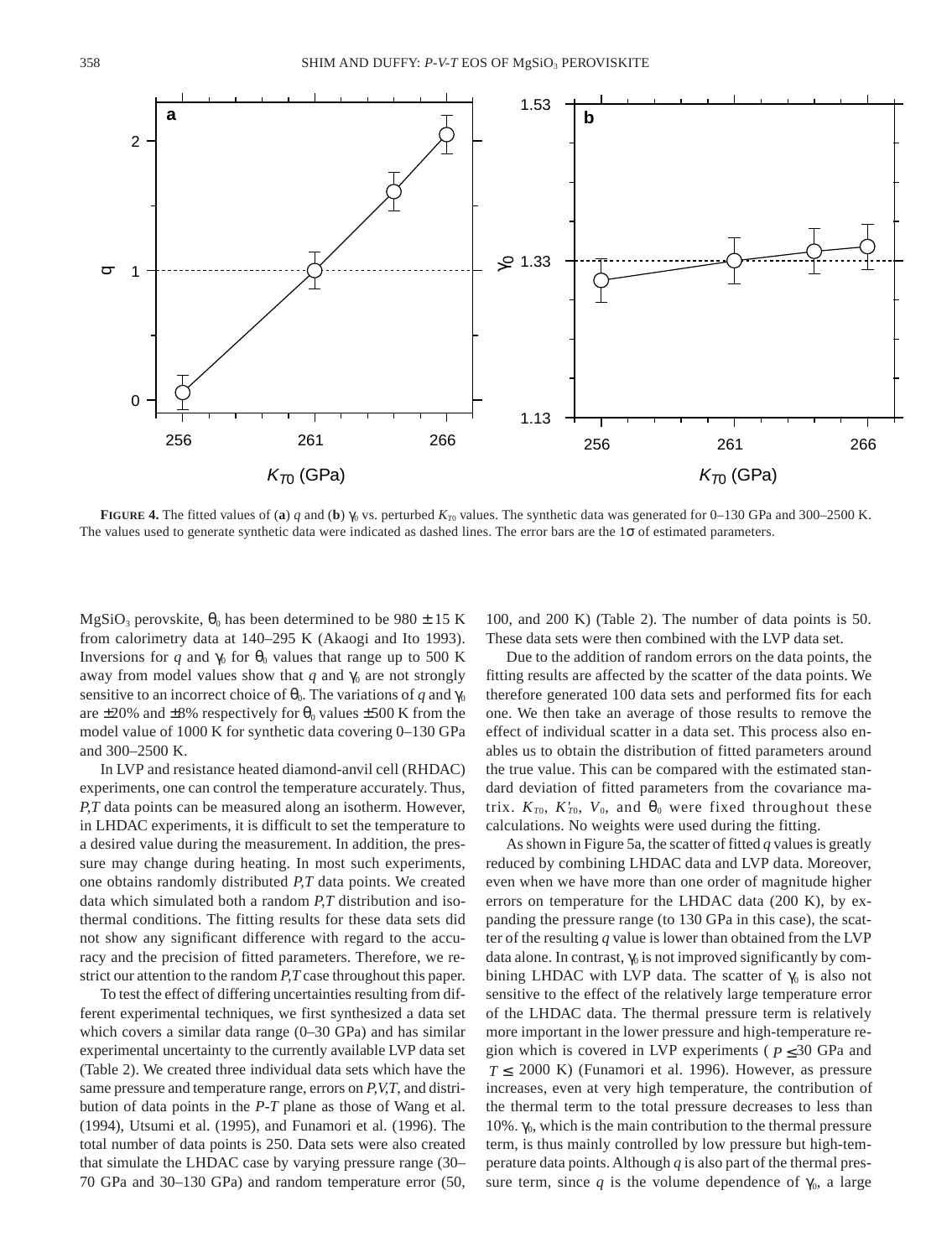**FIGURE 4.** The fitted values of (**a**) $q$ and (**b**) $\gamma_0$ vs. perturbed $K_{T0}$ values. The synthetic data was generated for 0–130 GPa and 300–2500 K. The values used to generate synthetic data were indicated as dashed lines. The error bars are the 1σ of estimated parameters.

$MgSiO_3$ perovskite, $\theta_0$ has been determined to be 980 ± 15 K from calorimetry data at 140–295 K (Akaogi and Ito 1993). Inversions for $q$ and $\gamma_0$ for $\theta_0$ values that range up to 500 K away from model values show that $q$ and $\gamma_0$ are not strongly sensitive to an incorrect choice of $\theta_0$. The variations of $q$ and $\gamma_0$ are ±20% and ±8% respectively for $\theta_0$ values ±500 K from the model value of 1000 K for synthetic data covering 0–130 GPa and 300–2500 K.

In LVP and resistance heated diamond-anvil cell (RHDAC) experiments, one can control the temperature accurately. Thus, $P,T$ data points can be measured along an isotherm. However, in LHDAC experiments, it is difficult to set the temperature to a desired value during the measurement. In addition, the pressure may change during heating. In most such experiments, one obtains randomly distributed $P,T$ data points. We created data which simulated both a random $P,T$ distribution and isothermal conditions. The fitting results for these data sets did not show any significant difference with regard to the accuracy and the precision of fitted parameters. Therefore, we restrict our attention to the random $P,T$ case throughout this paper.

To test the effect of differing uncertainties resulting from different experimental techniques, we first synthesized a data set which covers a similar data range (0–30 GPa) and has similar experimental uncertainty to the currently available LVP data set (Table 2). We created three individual data sets which have the same pressure and temperature range, errors on $P,V,T$, and distribution of data points in the $P$-$T$ plane as those of Wang et al. (1994), Utsumi et al. (1995), and Funamori et al. (1996). The total number of data points is 250. Data sets were also created that simulate the LHDAC case by varying pressure range (30–70 GPa and 30–130 GPa) and random temperature error (50, 100, and 200 K) (Table 2). The number of data points is 50. These data sets were then combined with the LVP data set.

Due to the addition of random errors on the data points, the fitting results are affected by the scatter of the data points. We therefore generated 100 data sets and performed fits for each one. We then take an average of those results to remove the effect of individual scatter in a data set. This process also enables us to obtain the distribution of fitted parameters around the true value. This can be compared with the estimated standard deviation of fitted parameters from the covariance matrix. $K_{T0}$, $K'_{T0}$, $V_0$, and $\theta_0$ were fixed throughout these calculations. No weights were used during the fitting.

As shown in Figure 5a, the scatter of fitted $q$ values is greatly reduced by combining LHDAC data and LVP data. Moreover, even when we have more than one order of magnitude higher errors on temperature for the LHDAC data (200 K), by expanding the pressure range (to 130 GPa in this case), the scatter of the resulting $q$ value is lower than obtained from the LVP data alone. In contrast, $\gamma_0$ is not improved significantly by combining LHDAC with LVP data. The scatter of $\gamma_0$ is also not sensitive to the effect of the relatively large temperature error of the LHDAC data. The thermal pressure term is relatively more important in the lower pressure and high-temperature region which is covered in LVP experiments ( $P \leq 30$ GPa and $T \leq 2000$ K) (Funamori et al. 1996). However, as pressure increases, even at very high temperature, the contribution of the thermal term to the total pressure decreases to less than 10%. $\gamma_0$, which is the main contribution to the thermal pressure term, is thus mainly controlled by low pressure but high-temperature data points. Although $q$ is also part of the thermal pressure term, since $q$ is the volume dependence of $\gamma_0$, a large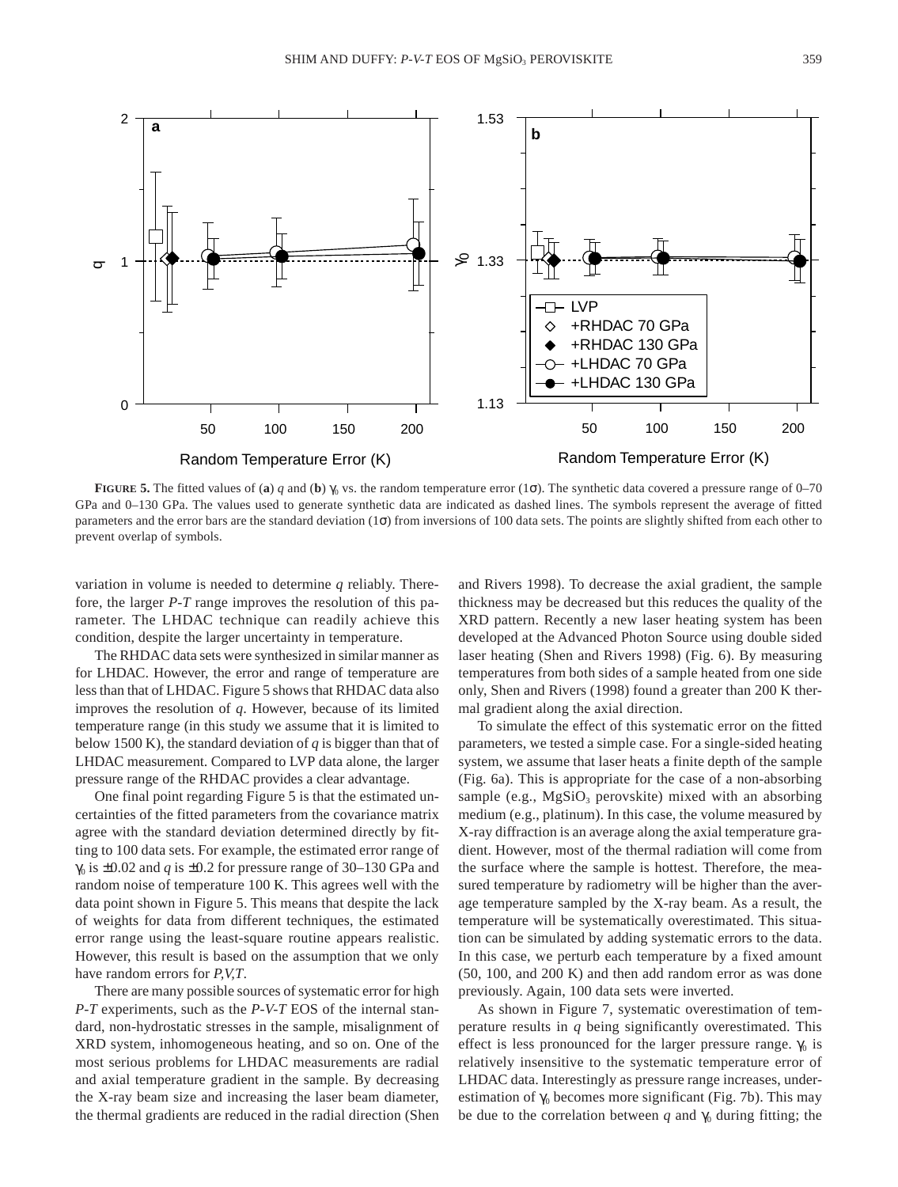**FIGURE 5.** The fitted values of (**a**) $q$ and (**b**) $\gamma_0$ vs. the random temperature error (1σ). The synthetic data covered a pressure range of 0–70 GPa and 0–130 GPa. The values used to generate synthetic data are indicated as dashed lines. The symbols represent the average of fitted parameters and the error bars are the standard deviation (1σ) from inversions of 100 data sets. The points are slightly shifted from each other to prevent overlap of symbols.

variation in volume is needed to determine $q$ reliably. Therefore, the larger *P-T* range improves the resolution of this parameter. The LHDAC technique can readily achieve this condition, despite the larger uncertainty in temperature.

The RHDAC data sets were synthesized in similar manner as for LHDAC. However, the error and range of temperature are less than that of LHDAC. Figure 5 shows that RHDAC data also improves the resolution of $q$. However, because of its limited temperature range (in this study we assume that it is limited to below 1500 K), the standard deviation of $q$ is bigger than that of LHDAC measurement. Compared to LVP data alone, the larger pressure range of the RHDAC provides a clear advantage.

One final point regarding Figure 5 is that the estimated uncertainties of the fitted parameters from the covariance matrix agree with the standard deviation determined directly by fitting to 100 data sets. For example, the estimated error range of $\gamma_0$ is ±0.02 and $q$ is ±0.2 for pressure range of 30–130 GPa and random noise of temperature 100 K. This agrees well with the data point shown in Figure 5. This means that despite the lack of weights for data from different techniques, the estimated error range using the least-square routine appears realistic. However, this result is based on the assumption that we only have random errors for *P,V,T*.

There are many possible sources of systematic error for high *P-T* experiments, such as the *P-V-T* EOS of the internal standard, non-hydrostatic stresses in the sample, misalignment of XRD system, inhomogeneous heating, and so on. One of the most serious problems for LHDAC measurements are radial and axial temperature gradient in the sample. By decreasing the X-ray beam size and increasing the laser beam diameter, the thermal gradients are reduced in the radial direction (Shen and Rivers 1998). To decrease the axial gradient, the sample thickness may be decreased but this reduces the quality of the XRD pattern. Recently a new laser heating system has been developed at the Advanced Photon Source using double sided laser heating (Shen and Rivers 1998) (Fig. 6). By measuring temperatures from both sides of a sample heated from one side only, Shen and Rivers (1998) found a greater than 200 K thermal gradient along the axial direction.

To simulate the effect of this systematic error on the fitted parameters, we tested a simple case. For a single-sided heating system, we assume that laser heats a finite depth of the sample (Fig. 6a). This is appropriate for the case of a non-absorbing sample (e.g., $MgSiO_3$ perovskite) mixed with an absorbing medium (e.g., platinum). In this case, the volume measured by X-ray diffraction is an average along the axial temperature gradient. However, most of the thermal radiation will come from the surface where the sample is hottest. Therefore, the measured temperature by radiometry will be higher than the average temperature sampled by the X-ray beam. As a result, the temperature will be systematically overestimated. This situation can be simulated by adding systematic errors to the data. In this case, we perturb each temperature by a fixed amount (50, 100, and 200 K) and then add random error as was done previously. Again, 100 data sets were inverted.

As shown in Figure 7, systematic overestimation of temperature results in $q$ being significantly overestimated. This effect is less pronounced for the larger pressure range. $\gamma_0$ is relatively insensitive to the systematic temperature error of LHDAC data. Interestingly as pressure range increases, underestimation of $\gamma_0$ becomes more significant (Fig. 7b). This may be due to the correlation between $q$ and $\gamma_0$ during fitting; the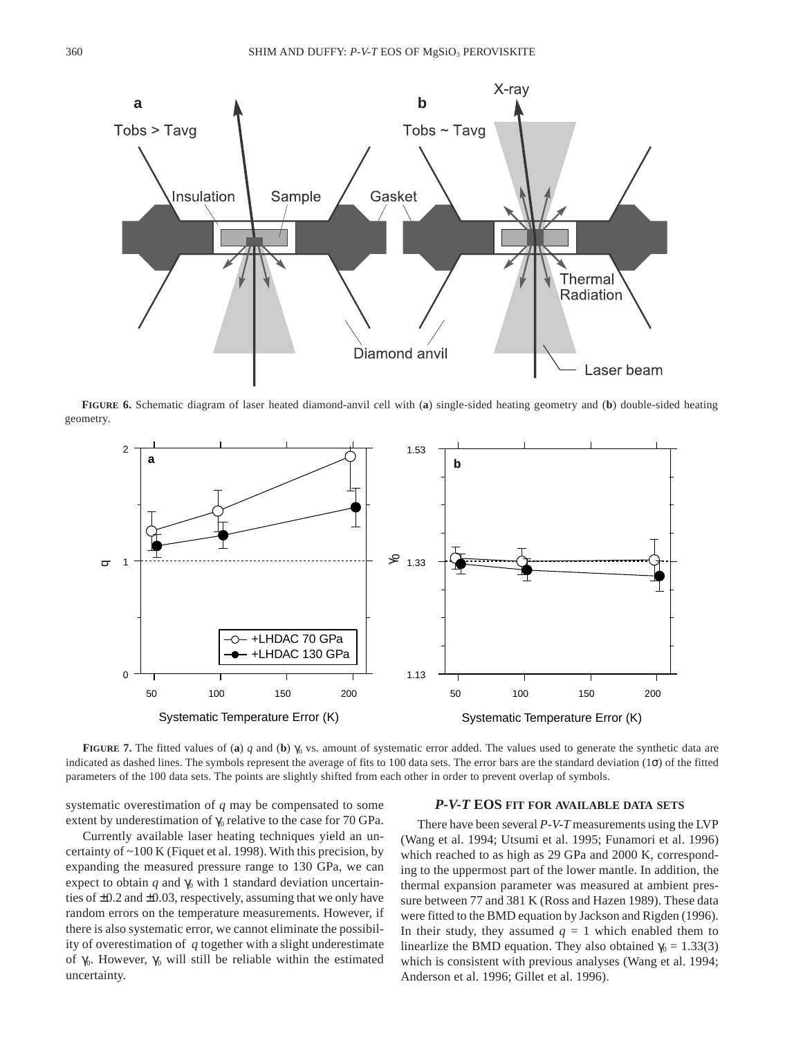**FIGURE 6.** Schematic diagram of laser heated diamond-anvil cell with (**a**) single-sided heating geometry and (**b**) double-sided heating geometry.

**FIGURE 7.** The fitted values of (**a**) $q$ and (**b**) $\gamma_0$ vs. amount of systematic error added. The values used to generate the synthetic data are indicated as dashed lines. The symbols represent the average of fits to 100 data sets. The error bars are the standard deviation ($1\sigma$) of the fitted parameters of the 100 data sets. The points are slightly shifted from each other in order to prevent overlap of symbols.

systematic overestimation of $q$ may be compensated to some extent by underestimation of $\gamma_0$ relative to the case for 70 GPa.

Currently available laser heating techniques yield an uncertainty of ~100 K (Fiquet et al. 1998). With this precision, by expanding the measured pressure range to 130 GPa, we can expect to obtain $q$ and $\gamma_0$ with 1 standard deviation uncertainties of ±0.2 and ±0.03, respectively, assuming that we only have random errors on the temperature measurements. However, if there is also systematic error, we cannot eliminate the possibility of overestimation of $q$ together with a slight underestimate of $\gamma_0$. However, $\gamma_0$ will still be reliable within the estimated uncertainty.

## *P-V-T* EOS FIT FOR AVAILABLE DATA SETS

There have been several *P-V-T* measurements using the LVP (Wang et al. 1994; Utsumi et al. 1995; Funamori et al. 1996) which reached to as high as 29 GPa and 2000 K, corresponding to the uppermost part of the lower mantle. In addition, the thermal expansion parameter was measured at ambient pressure between 77 and 381 K (Ross and Hazen 1989). These data were fitted to the BMD equation by Jackson and Rigden (1996). In their study, they assumed $q = 1$ which enabled them to linearlize the BMD equation. They also obtained $\gamma_0 = 1.33(3)$ which is consistent with previous analyses (Wang et al. 1994; Anderson et al. 1996; Gillet et al. 1996).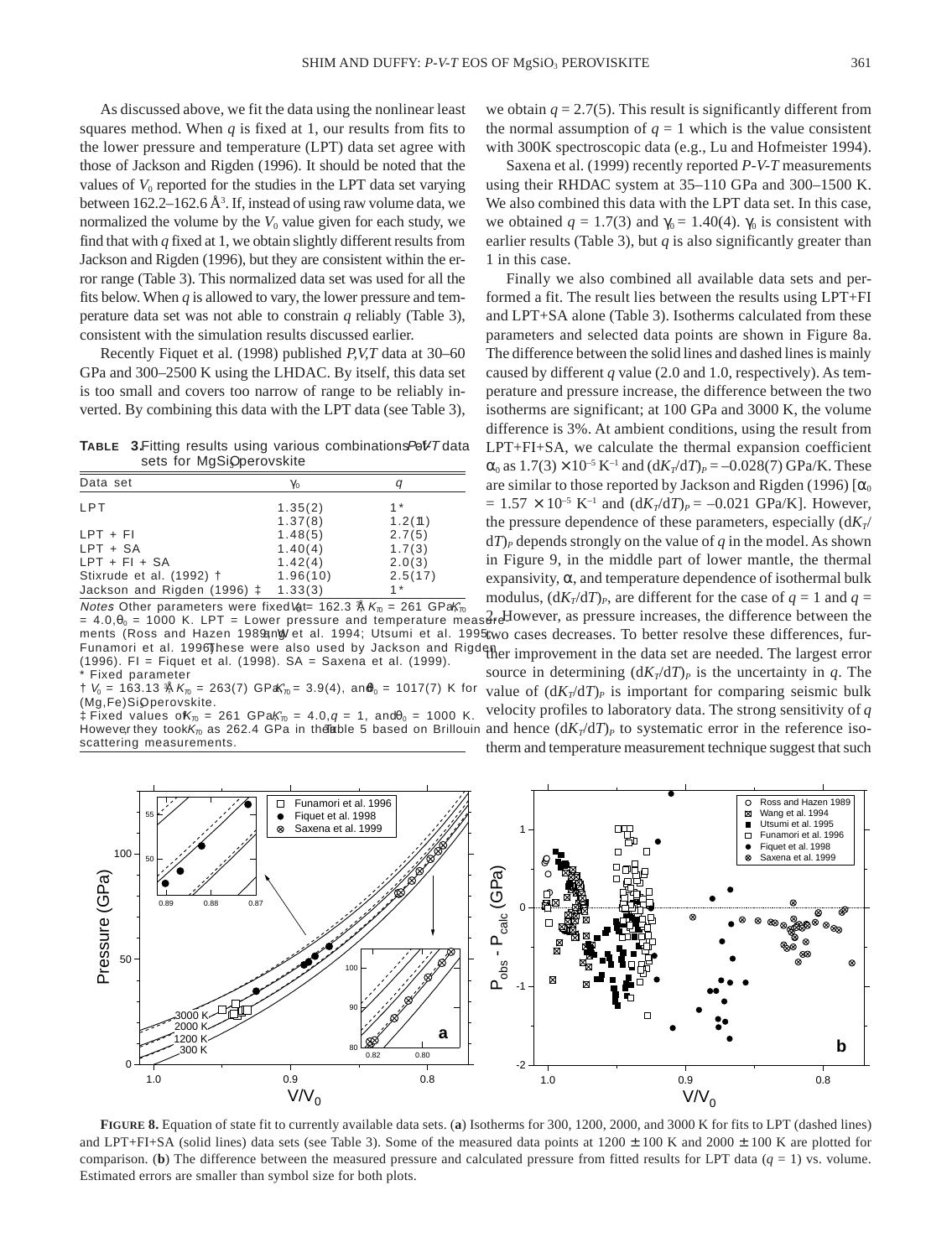As discussed above, we fit the data using the nonlinear least squares method. When $q$ is fixed at 1, our results from fits to the lower pressure and temperature (LPT) data set agree with those of Jackson and Rigden (1996). It should be noted that the values of $V_0$ reported for the studies in the LPT data set varying between 162.2–162.6 Å$^3$. If, instead of using raw volume data, we normalized the volume by the $V_0$ value given for each study, we find that with $q$ fixed at 1, we obtain slightly different results from Jackson and Rigden (1996), but they are consistent within the error range (Table 3). This normalized data set was used for all the fits below. When $q$ is allowed to vary, the lower pressure and temperature data set was not able to constrain $q$ reliably (Table 3), consistent with the simulation results discussed earlier.

Recently Fiquet et al. (1998) published $P,V,T$ data at 30–60 GPa and 300–2500 K using the LHDAC. By itself, this data set is too small and covers too narrow of range to be reliably inverted. By combining this data with the LPT data (see Table 3), we obtain $q$ = 2.7(5). This result is significantly different from the normal assumption of $q$ = 1 which is the value consistent with 300K spectroscopic data (e.g., Lu and Hofmeister 1994).

**TABLE 3.** Fitting results using various combinations of $P$-$V$-$T$ data sets for $MgSiO_3$ perovskite

| Data set | $\gamma_0$ | $q$ |
|---|---|---|
| LPT | 1.35(2) | 1* |
| | 1.37(8) | 1.2(11) |
| LPT + FI | 1.48(5) | 2.7(5) |
| LPT + SA | 1.40(4) | 1.7(3) |
| LPT + FI + SA | 1.42(4) | 2.0(3) |
| Stixrude et al. (1992) † | 1.96(10) | 2.5(17) |
| Jackson and Rigden (1996) ‡ | 1.33(3) | 1* |

*Notes*: Other parameters were fixed at $V_0$ = 162.3 Å$^3$, $K_{T0}$ = 261 GPa, $K'_{T0}$ = 4.0, $\theta_0$ = 1000 K. LPT = Lower pressure and temperature measurements (Ross and Hazen 1989; Wang et al. 1994; Utsumi et al. 1995; Funamori et al. 1996). These were also used by Jackson and Rigden (1996). FI = Fiquet et al. (1998). SA = Saxena et al. (1999).
\* Fixed parameter
† $V_0$ = 163.13 Å$^3$, $K_{T0}$ = 263(7) GPa, $K'_{T0}$ = 3.9(4), and $\theta_0$ = 1017(7) K for (Mg,Fe)$SiO_3$ perovskite.
‡ Fixed values of $K_{T0}$ = 261 GPa, $K'_{T0}$ = 4.0, $q$ = 1, and $\theta_0$ = 1000 K. However, they took $K_{T0}$ as 262.4 GPa in their Table 5 based on Brillouin scattering measurements.

Saxena et al. (1999) recently reported $P$-$V$-$T$ measurements using their RHDAC system at 35–110 GPa and 300–1500 K. We also combined this data with the LPT data set. In this case, we obtained $q$ = 1.7(3) and $\gamma_0$ = 1.40(4). $\gamma_0$ is consistent with earlier results (Table 3), but $q$ is also significantly greater than 1 in this case.

Finally we also combined all available data sets and performed a fit. The result lies between the results using LPT+FI and LPT+SA alone (Table 3). Isotherms calculated from these parameters and selected data points are shown in Figure 8a. The difference between the solid lines and dashed lines is mainly caused by different $q$ value (2.0 and 1.0, respectively). As temperature and pressure increase, the difference between the two isotherms are significant; at 100 GPa and 3000 K, the volume difference is 3%. At ambient conditions, using the result from LPT+FI+SA, we calculate the thermal expansion coefficient $\alpha_0$ as $1.7(3) \times 10^{-5}$ K$^{-1}$ and $(dK_T/dT)_P$ = –0.028(7) GPa/K. These are similar to those reported by Jackson and Rigden (1996) [$\alpha_0$ = $1.57 \times 10^{-5}$ K$^{-1}$ and $(dK_T/dT)_P$ = –0.021 GPa/K]. However, the pressure dependence of these parameters, especially $(dK_T/dT)_P$ depends strongly on the value of $q$ in the model. As shown in Figure 9, in the middle part of lower mantle, the thermal expansivity, $\alpha$, and temperature dependence of isothermal bulk modulus, $(dK_T/dT)_P$, are different for the case of $q$ = 1 and $q$ = 2. However, as pressure increases, the difference between the two cases decreases. To better resolve these differences, further improvement in the data set are needed. The largest error source in determining $(dK_T/dT)_P$ is the uncertainty in $q$. The value of $(dK_T/dT)_P$ is important for comparing seismic bulk velocity profiles to laboratory data. The strong sensitivity of $q$ and hence $(dK_T/dT)_P$ to systematic error in the reference isotherm and temperature measurement technique suggest that such

**FIGURE 8.** Equation of state fit to currently available data sets. (**a**) Isotherms for 300, 1200, 2000, and 3000 K for fits to LPT (dashed lines) and LPT+FI+SA (solid lines) data sets (see Table 3). Some of the measured data points at 1200 ± 100 K and 2000 ± 100 K are plotted for comparison. (**b**) The difference between the measured pressure and calculated pressure from fitted results for LPT data ($q$ = 1) vs. volume. Estimated errors are smaller than symbol size for both plots.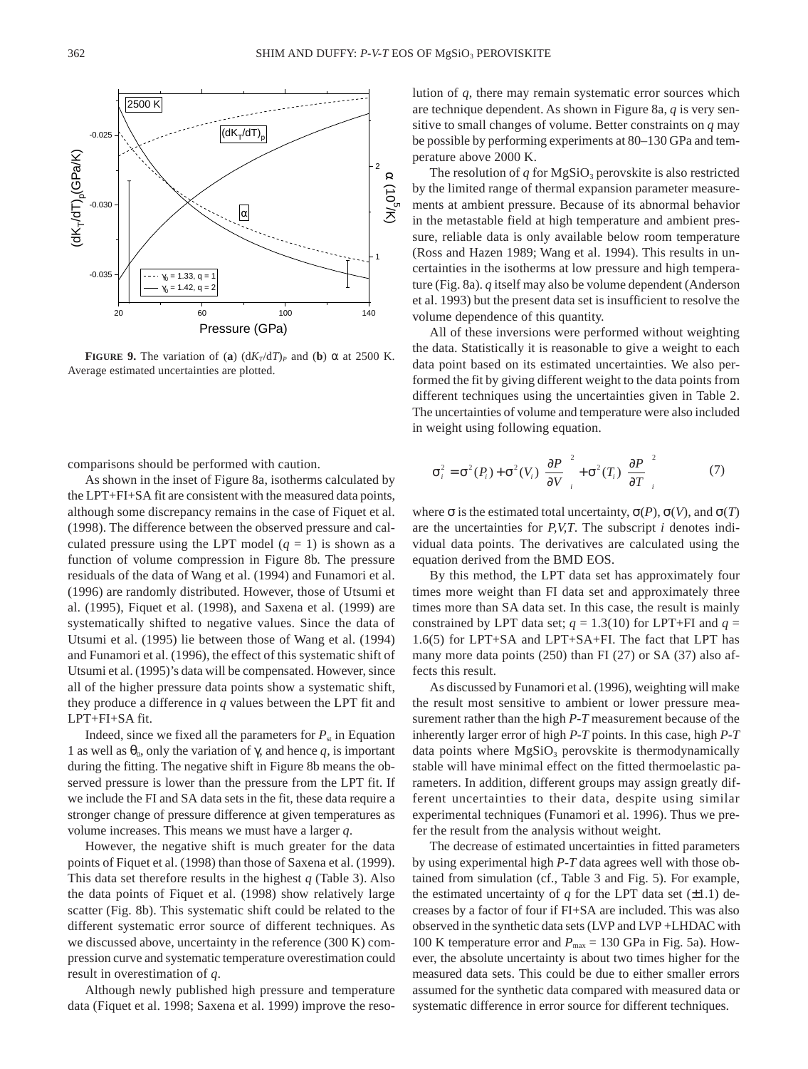**FIGURE 9.** The variation of (**a**) $(dK_T/dT)_P$ and (**b**) $\alpha$ at 2500 K. Average estimated uncertainties are plotted.

comparisons should be performed with caution.

As shown in the inset of Figure 8a, isotherms calculated by the LPT+FI+SA fit are consistent with the measured data points, although some discrepancy remains in the case of Fiquet et al. (1998). The difference between the observed pressure and calculated pressure using the LPT model ($q$ = 1) is shown as a function of volume compression in Figure 8b. The pressure residuals of the data of Wang et al. (1994) and Funamori et al. (1996) are randomly distributed. However, those of Utsumi et al. (1995), Fiquet et al. (1998), and Saxena et al. (1999) are systematically shifted to negative values. Since the data of Utsumi et al. (1995) lie between those of Wang et al. (1994) and Funamori et al. (1996), the effect of this systematic shift of Utsumi et al. (1995)'s data will be compensated. However, since all of the higher pressure data points show a systematic shift, they produce a difference in $q$ values between the LPT fit and LPT+FI+SA fit.

Indeed, since we fixed all the parameters for $P_{st}$ in Equation 1 as well as $\theta_0$, only the variation of $\gamma$, and hence $q$, is important during the fitting. The negative shift in Figure 8b means the observed pressure is lower than the pressure from the LPT fit. If we include the FI and SA data sets in the fit, these data require a stronger change of pressure difference at given temperatures as volume increases. This means we must have a larger $q$.

However, the negative shift is much greater for the data points of Fiquet et al. (1998) than those of Saxena et al. (1999). This data set therefore results in the highest $q$ (Table 3). Also the data points of Fiquet et al. (1998) show relatively large scatter (Fig. 8b). This systematic shift could be related to the different systematic error source of different techniques. As we discussed above, uncertainty in the reference (300 K) compression curve and systematic temperature overestimation could result in overestimation of $q$.

Although newly published high pressure and temperature data (Fiquet et al. 1998; Saxena et al. 1999) improve the resolution of $q$, there may remain systematic error sources which are technique dependent. As shown in Figure 8a, $q$ is very sensitive to small changes of volume. Better constraints on $q$ may be possible by performing experiments at 80–130 GPa and temperature above 2000 K.

The resolution of $q$ for $MgSiO_3$ perovskite is also restricted by the limited range of thermal expansion parameter measurements at ambient pressure. Because of its abnormal behavior in the metastable field at high temperature and ambient pressure, reliable data is only available below room temperature (Ross and Hazen 1989; Wang et al. 1994). This results in uncertainties in the isotherms at low pressure and high temperature (Fig. 8a). $q$ itself may also be volume dependent (Anderson et al. 1993) but the present data set is insufficient to resolve the volume dependence of this quantity.

All of these inversions were performed without weighting the data. Statistically it is reasonable to give a weight to each data point based on its estimated uncertainties. We also performed the fit by giving different weight to the data points from different techniques using the uncertainties given in Table 2. The uncertainties of volume and temperature were also included in weight using following equation.

$$\sigma_i^2 = \sigma^2(P_i) + \sigma^2(V_i)\left(\frac{\partial P}{\partial V}\right)_i^2 + \sigma^2(T_i)\left(\frac{\partial P}{\partial T}\right)_i^2 \tag{7}$$

where $\sigma$ is the estimated total uncertainty, $\sigma(P)$, $\sigma(V)$, and $\sigma(T)$ are the uncertainties for $P,V,T$. The subscript $i$ denotes individual data points. The derivatives are calculated using the equation derived from the BMD EOS.

By this method, the LPT data set has approximately four times more weight than FI data set and approximately three times more than SA data set. In this case, the result is mainly constrained by LPT data set; $q$ = 1.3(10) for LPT+FI and $q$ = 1.6(5) for LPT+SA and LPT+SA+FI. The fact that LPT has many more data points (250) than FI (27) or SA (37) also affects this result.

As discussed by Funamori et al. (1996), weighting will make the result most sensitive to ambient or lower pressure measurement rather than the high $P$-$T$ measurement because of the inherently larger error of high $P$-$T$ points. In this case, high $P$-$T$ data points where $MgSiO_3$ perovskite is thermodynamically stable will have minimal effect on the fitted thermoelastic parameters. In addition, different groups may assign greatly different uncertainties to their data, despite using similar experimental techniques (Funamori et al. 1996). Thus we prefer the result from the analysis without weight.

The decrease of estimated uncertainties in fitted parameters by using experimental high $P$-$T$ data agrees well with those obtained from simulation (cf., Table 3 and Fig. 5). For example, the estimated uncertainty of $q$ for the LPT data set (±1.1) decreases by a factor of four if FI+SA are included. This was also observed in the synthetic data sets (LVP and LVP +LHDAC with 100 K temperature error and $P_{max}$ = 130 GPa in Fig. 5a). However, the absolute uncertainty is about two times higher for the measured data sets. This could be due to either smaller errors assumed for the synthetic data compared with measured data or systematic difference in error source for different techniques.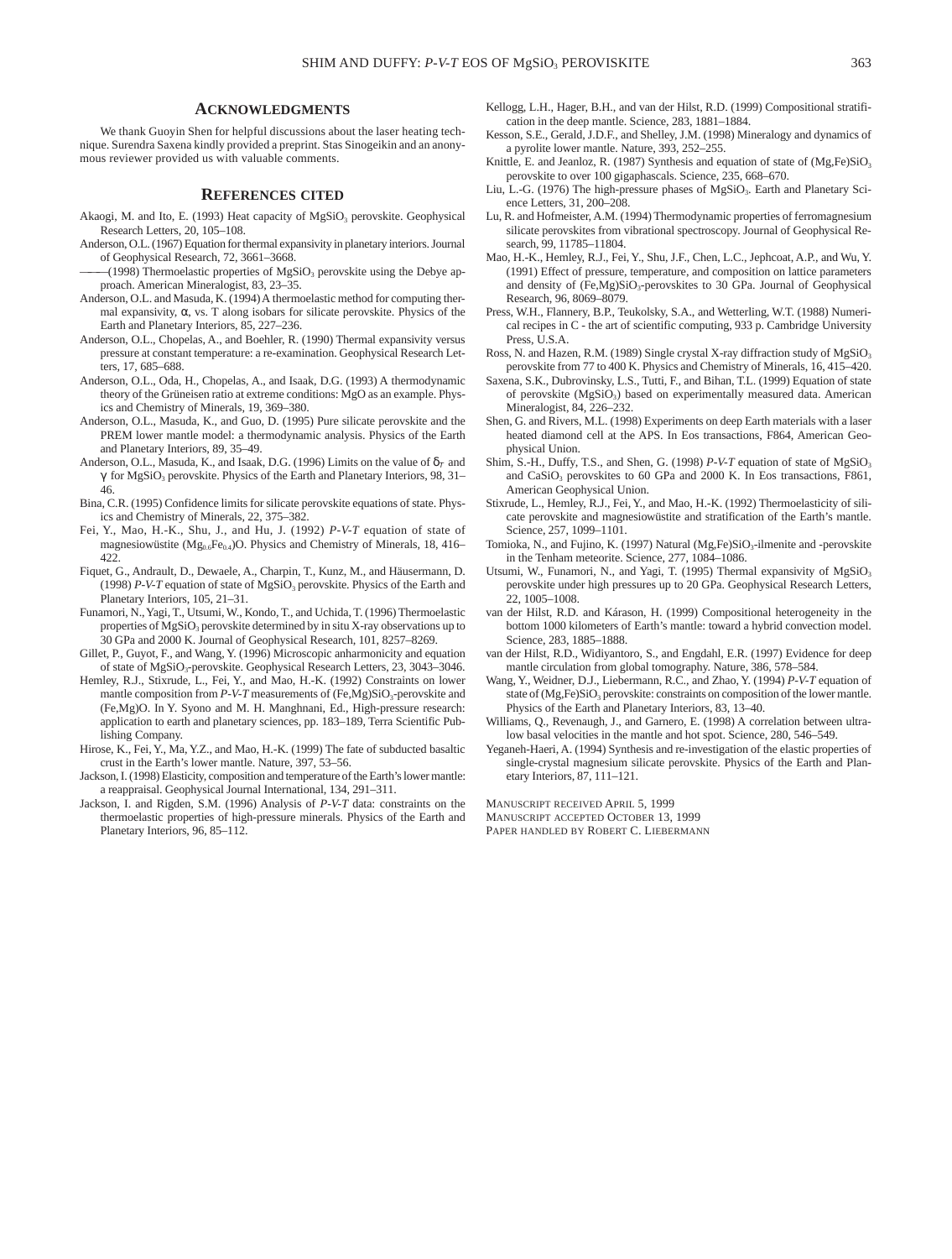## Acknowledgments

We thank Guoyin Shen for helpful discussions about the laser heating technique. Surendra Saxena kindly provided a preprint. Stas Sinogeikin and an anonymous reviewer provided us with valuable comments.

## References Cited

Akaogi, M. and Ito, E. (1993) Heat capacity of $MgSiO_3$ perovskite. Geophysical Research Letters, 20, 105–108.

Anderson, O.L. (1967) Equation for thermal expansivity in planetary interiors. Journal of Geophysical Research, 72, 3661–3668.

——— (1998) Thermoelastic properties of $MgSiO_3$ perovskite using the Debye approach. American Mineralogist, 83, 23–35.

Anderson, O.L. and Masuda, K. (1994) A thermoelastic method for computing thermal expansivity, $\alpha$, vs. T along isobars for silicate perovskite. Physics of the Earth and Planetary Interiors, 85, 227–236.

Anderson, O.L., Chopelas, A., and Boehler, R. (1990) Thermal expansivity versus pressure at constant temperature: a re-examination. Geophysical Research Letters, 17, 685–688.

Anderson, O.L., Oda, H., Chopelas, A., and Isaak, D.G. (1993) A thermodynamic theory of the Grüneisen ratio at extreme conditions: MgO as an example. Physics and Chemistry of Minerals, 19, 369–380.

Anderson, O.L., Masuda, K., and Guo, D. (1995) Pure silicate perovskite and the PREM lower mantle model: a thermodynamic analysis. Physics of the Earth and Planetary Interiors, 89, 35–49.

Anderson, O.L., Masuda, K., and Isaak, D.G. (1996) Limits on the value of $\delta_T$ and $\gamma$ for $MgSiO_3$ perovskite. Physics of the Earth and Planetary Interiors, 98, 31–46.

Bina, C.R. (1995) Confidence limits for silicate perovskite equations of state. Physics and Chemistry of Minerals, 22, 375–382.

Fei, Y., Mao, H.-K., Shu, J., and Hu, J. (1992) *P-V-T* equation of state of magnesiowüstite $(Mg_{0.6}Fe_{0.4})O$. Physics and Chemistry of Minerals, 18, 416–422.

Fiquet, G., Andrault, D., Dewaele, A., Charpin, T., Kunz, M., and Häusermann, D. (1998) *P-V-T* equation of state of $MgSiO_3$ perovskite. Physics of the Earth and Planetary Interiors, 105, 21–31.

Funamori, N., Yagi, T., Utsumi, W., Kondo, T., and Uchida, T. (1996) Thermoelastic properties of $MgSiO_3$ perovskite determined by in situ X-ray observations up to 30 GPa and 2000 K. Journal of Geophysical Research, 101, 8257–8269.

Gillet, P., Guyot, F., and Wang, Y. (1996) Microscopic anharmonicity and equation of state of $MgSiO_3$-perovskite. Geophysical Research Letters, 23, 3043–3046.

Hemley, R.J., Stixrude, L., Fei, Y., and Mao, H.-K. (1992) Constraints on lower mantle composition from *P-V-T* measurements of $(Fe,Mg)SiO_3$-perovskite and (Fe,Mg)O. In Y. Syono and M. H. Manghnani, Ed., High-pressure research: application to earth and planetary sciences, pp. 183–189, Terra Scientific Publishing Company.

Hirose, K., Fei, Y., Ma, Y.Z., and Mao, H.-K. (1999) The fate of subducted basaltic crust in the Earth's lower mantle. Nature, 397, 53–56.

Jackson, I. (1998) Elasticity, composition and temperature of the Earth's lower mantle: a reappraisal. Geophysical Journal International, 134, 291–311.

Jackson, I. and Rigden, S.M. (1996) Analysis of *P-V-T* data: constraints on the thermoelastic properties of high-pressure minerals. Physics of the Earth and Planetary Interiors, 96, 85–112.

Kellogg, L.H., Hager, B.H., and van der Hilst, R.D. (1999) Compositional stratification in the deep mantle. Science, 283, 1881–1884.

Kesson, S.E., Gerald, J.D.F., and Shelley, J.M. (1998) Mineralogy and dynamics of a pyrolite lower mantle. Nature, 393, 252–255.

Knittle, E. and Jeanloz, R. (1987) Synthesis and equation of state of $(Mg,Fe)SiO_3$ perovskite to over 100 gigaphascals. Science, 235, 668–670.

Liu, L.-G. (1976) The high-pressure phases of $MgSiO_3$. Earth and Planetary Science Letters, 31, 200–208.

Lu, R. and Hofmeister, A.M. (1994) Thermodynamic properties of ferromagnesium silicate perovskites from vibrational spectroscopy. Journal of Geophysical Research, 99, 11785–11804.

Mao, H.-K., Hemley, R.J., Fei, Y., Shu, J.F., Chen, L.C., Jephcoat, A.P., and Wu, Y. (1991) Effect of pressure, temperature, and composition on lattice parameters and density of $(Fe,Mg)SiO_3$-perovskites to 30 GPa. Journal of Geophysical Research, 96, 8069–8079.

Press, W.H., Flannery, B.P., Teukolsky, S.A., and Wetterling, W.T. (1988) Numerical recipes in C - the art of scientific computing, 933 p. Cambridge University Press, U.S.A.

Ross, N. and Hazen, R.M. (1989) Single crystal X-ray diffraction study of $MgSiO_3$ perovskite from 77 to 400 K. Physics and Chemistry of Minerals, 16, 415–420.

Saxena, S.K., Dubrovinsky, L.S., Tutti, F., and Bihan, T.L. (1999) Equation of state of perovskite ($MgSiO_3$) based on experimentally measured data. American Mineralogist, 84, 226–232.

Shen, G. and Rivers, M.L. (1998) Experiments on deep Earth materials with a laser heated diamond cell at the APS. In Eos transactions, F864, American Geophysical Union.

Shim, S.-H., Duffy, T.S., and Shen, G. (1998) *P-V-T* equation of state of $MgSiO_3$ and $CaSiO_3$ perovskites to 60 GPa and 2000 K. In Eos transactions, F861, American Geophysical Union.

Stixrude, L., Hemley, R.J., Fei, Y., and Mao, H.-K. (1992) Thermoelasticity of silicate perovskite and magnesiowüstite and stratification of the Earth's mantle. Science, 257, 1099–1101.

Tomioka, N., and Fujino, K. (1997) Natural $(Mg,Fe)SiO_3$-ilmenite and -perovskite in the Tenham meteorite. Science, 277, 1084–1086.

Utsumi, W., Funamori, N., and Yagi, T. (1995) Thermal expansivity of $MgSiO_3$ perovskite under high pressures up to 20 GPa. Geophysical Research Letters, 22, 1005–1008.

van der Hilst, R.D. and Kárason, H. (1999) Compositional heterogeneity in the bottom 1000 kilometers of Earth's mantle: toward a hybrid convection model. Science, 283, 1885–1888.

van der Hilst, R.D., Widiyantoro, S., and Engdahl, E.R. (1997) Evidence for deep mantle circulation from global tomography. Nature, 386, 578–584.

Wang, Y., Weidner, D.J., Liebermann, R.C., and Zhao, Y. (1994) *P-V-T* equation of state of $(Mg,Fe)SiO_3$ perovskite: constraints on composition of the lower mantle. Physics of the Earth and Planetary Interiors, 83, 13–40.

Williams, Q., Revenaugh, J., and Garnero, E. (1998) A correlation between ultra-low basal velocities in the mantle and hot spot. Science, 280, 546–549.

Yeganeh-Haeri, A. (1994) Synthesis and re-investigation of the elastic properties of single-crystal magnesium silicate perovskite. Physics of the Earth and Planetary Interiors, 87, 111–121.

Manuscript received April 5, 1999
Manuscript accepted October 13, 1999
Paper handled by Robert C. Liebermann